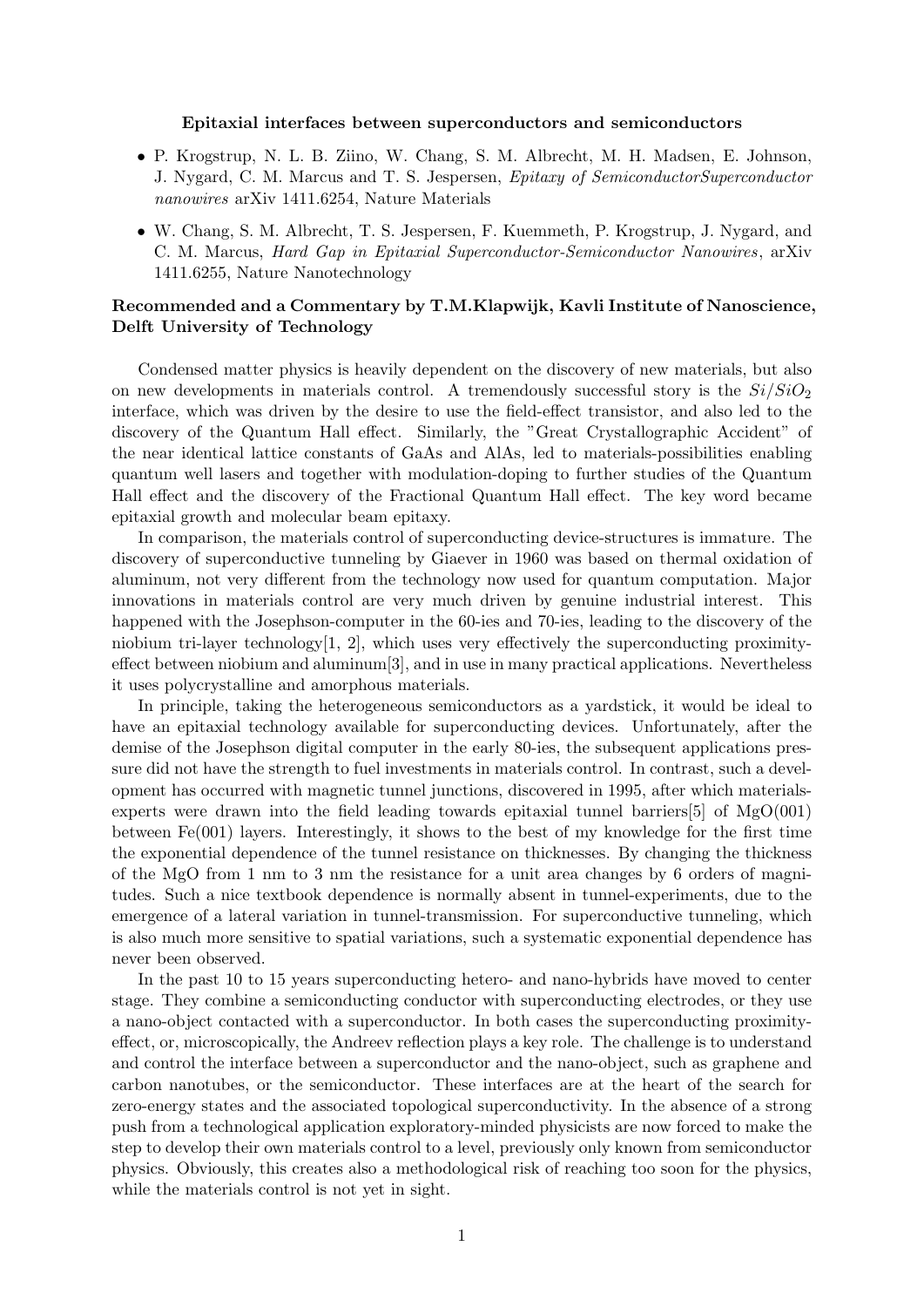**Epitaxial interfaces between superconductors and semiconductors**

- P. Krogstrup, N. L. B. Ziino, W. Chang, S. M. Albrecht, M. H. Madsen, E. Johnson, J. Nygard, C. M. Marcus and T. S. Jespersen, *Epitaxy of SemiconductorSuperconductor nanowires* arXiv 1411.6254, Nature Materials
- W. Chang, S. M. Albrecht, T. S. Jespersen, F. Kuemmeth, P. Krogstrup, J. Nygard, and C. M. Marcus, *Hard Gap in Epitaxial Superconductor-Semiconductor Nanowires*, arXiv 1411.6255, Nature Nanotechnology

**Recommended and a Commentary by T.M.Klapwijk, Kavli Institute of Nanoscience, Delft University of Technology**

Condensed matter physics is heavily dependent on the discovery of new materials, but also on new developments in materials control. A tremendously successful story is the $Si/SiO_2$ interface, which was driven by the desire to use the field-effect transistor, and also led to the discovery of the Quantum Hall effect. Similarly, the "Great Crystallographic Accident" of the near identical lattice constants of GaAs and AlAs, led to materials-possibilities enabling quantum well lasers and together with modulation-doping to further studies of the Quantum Hall effect and the discovery of the Fractional Quantum Hall effect. The key word became epitaxial growth and molecular beam epitaxy.

In comparison, the materials control of superconducting device-structures is immature. The discovery of superconductive tunneling by Giaever in 1960 was based on thermal oxidation of aluminum, not very different from the technology now used for quantum computation. Major innovations in materials control are very much driven by genuine industrial interest. This happened with the Josephson-computer in the 60-ies and 70-ies, leading to the discovery of the niobium tri-layer technology[1, 2], which uses very effectively the superconducting proximity-effect between niobium and aluminum[3], and in use in many practical applications. Nevertheless it uses polycrystalline and amorphous materials.

In principle, taking the heterogeneous semiconductors as a yardstick, it would be ideal to have an epitaxial technology available for superconducting devices. Unfortunately, after the demise of the Josephson digital computer in the early 80-ies, the subsequent applications pressure did not have the strength to fuel investments in materials control. In contrast, such a development has occurred with magnetic tunnel junctions, discovered in 1995, after which materials-experts were drawn into the field leading towards epitaxial tunnel barriers[5] of MgO(001) between Fe(001) layers. Interestingly, it shows to the best of my knowledge for the first time the exponential dependence of the tunnel resistance on thicknesses. By changing the thickness of the MgO from 1 nm to 3 nm the resistance for a unit area changes by 6 orders of magnitudes. Such a nice textbook dependence is normally absent in tunnel-experiments, due to the emergence of a lateral variation in tunnel-transmission. For superconductive tunneling, which is also much more sensitive to spatial variations, such a systematic exponential dependence has never been observed.

In the past 10 to 15 years superconducting hetero- and nano-hybrids have moved to center stage. They combine a semiconducting conductor with superconducting electrodes, or they use a nano-object contacted with a superconductor. In both cases the superconducting proximity-effect, or, microscopically, the Andreev reflection plays a key role. The challenge is to understand and control the interface between a superconductor and the nano-object, such as graphene and carbon nanotubes, or the semiconductor. These interfaces are at the heart of the search for zero-energy states and the associated topological superconductivity. In the absence of a strong push from a technological application exploratory-minded physicists are now forced to make the step to develop their own materials control to a level, previously only known from semiconductor physics. Obviously, this creates also a methodological risk of reaching too soon for the physics, while the materials control is not yet in sight.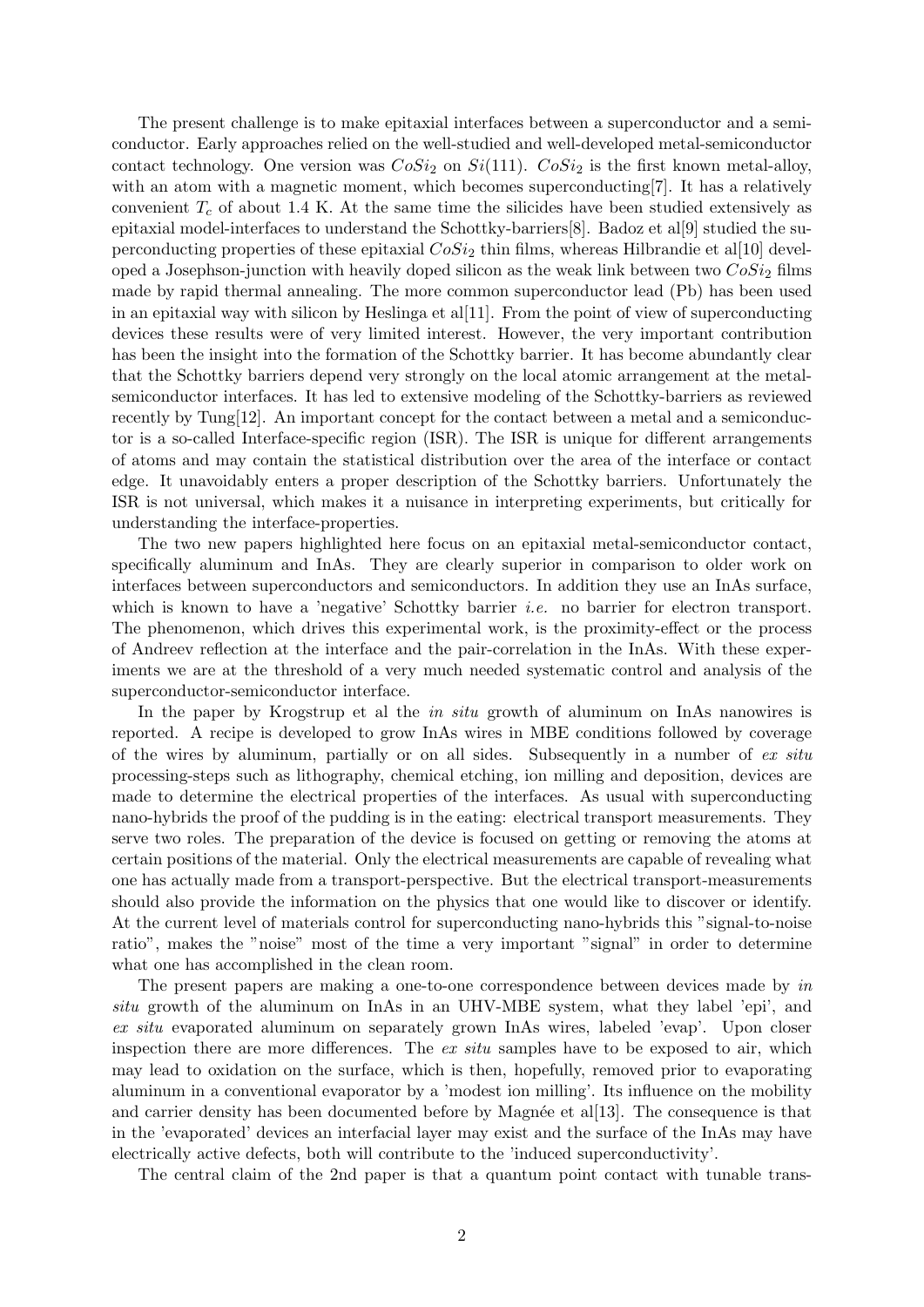The present challenge is to make epitaxial interfaces between a superconductor and a semiconductor. Early approaches relied on the well-studied and well-developed metal-semiconductor contact technology. One version was $CoSi_2$ on $Si(111)$. $CoSi_2$ is the first known metal-alloy, with an atom with a magnetic moment, which becomes superconducting[7]. It has a relatively convenient $T_c$ of about 1.4 K. At the same time the silicides have been studied extensively as epitaxial model-interfaces to understand the Schottky-barriers[8]. Badoz et al[9] studied the superconducting properties of these epitaxial $CoSi_2$ thin films, whereas Hilbrandie et al[10] developed a Josephson-junction with heavily doped silicon as the weak link between two $CoSi_2$ films made by rapid thermal annealing. The more common superconductor lead (Pb) has been used in an epitaxial way with silicon by Heslinga et al[11]. From the point of view of superconducting devices these results were of very limited interest. However, the very important contribution has been the insight into the formation of the Schottky barrier. It has become abundantly clear that the Schottky barriers depend very strongly on the local atomic arrangement at the metal-semiconductor interfaces. It has led to extensive modeling of the Schottky-barriers as reviewed recently by Tung[12]. An important concept for the contact between a metal and a semiconductor is a so-called Interface-specific region (ISR). The ISR is unique for different arrangements of atoms and may contain the statistical distribution over the area of the interface or contact edge. It unavoidably enters a proper description of the Schottky barriers. Unfortunately the ISR is not universal, which makes it a nuisance in interpreting experiments, but critically for understanding the interface-properties.

The two new papers highlighted here focus on an epitaxial metal-semiconductor contact, specifically aluminum and InAs. They are clearly superior in comparison to older work on interfaces between superconductors and semiconductors. In addition they use an InAs surface, which is known to have a 'negative' Schottky barrier *i.e.* no barrier for electron transport. The phenomenon, which drives this experimental work, is the proximity-effect or the process of Andreev reflection at the interface and the pair-correlation in the InAs. With these experiments we are at the threshold of a very much needed systematic control and analysis of the superconductor-semiconductor interface.

In the paper by Krogstrup et al the *in situ* growth of aluminum on InAs nanowires is reported. A recipe is developed to grow InAs wires in MBE conditions followed by coverage of the wires by aluminum, partially or on all sides. Subsequently in a number of *ex situ* processing-steps such as lithography, chemical etching, ion milling and deposition, devices are made to determine the electrical properties of the interfaces. As usual with superconducting nano-hybrids the proof of the pudding is in the eating: electrical transport measurements. They serve two roles. The preparation of the device is focused on getting or removing the atoms at certain positions of the material. Only the electrical measurements are capable of revealing what one has actually made from a transport-perspective. But the electrical transport-measurements should also provide the information on the physics that one would like to discover or identify. At the current level of materials control for superconducting nano-hybrids this "signal-to-noise ratio", makes the "noise" most of the time a very important "signal" in order to determine what one has accomplished in the clean room.

The present papers are making a one-to-one correspondence between devices made by *in situ* growth of the aluminum on InAs in an UHV-MBE system, what they label 'epi', and *ex situ* evaporated aluminum on separately grown InAs wires, labeled 'evap'. Upon closer inspection there are more differences. The *ex situ* samples have to be exposed to air, which may lead to oxidation on the surface, which is then, hopefully, removed prior to evaporating aluminum in a conventional evaporator by a 'modest ion milling'. Its influence on the mobility and carrier density has been documented before by Magnée et al[13]. The consequence is that in the 'evaporated' devices an interfacial layer may exist and the surface of the InAs may have electrically active defects, both will contribute to the 'induced superconductivity'.

The central claim of the 2nd paper is that a quantum point contact with tunable trans-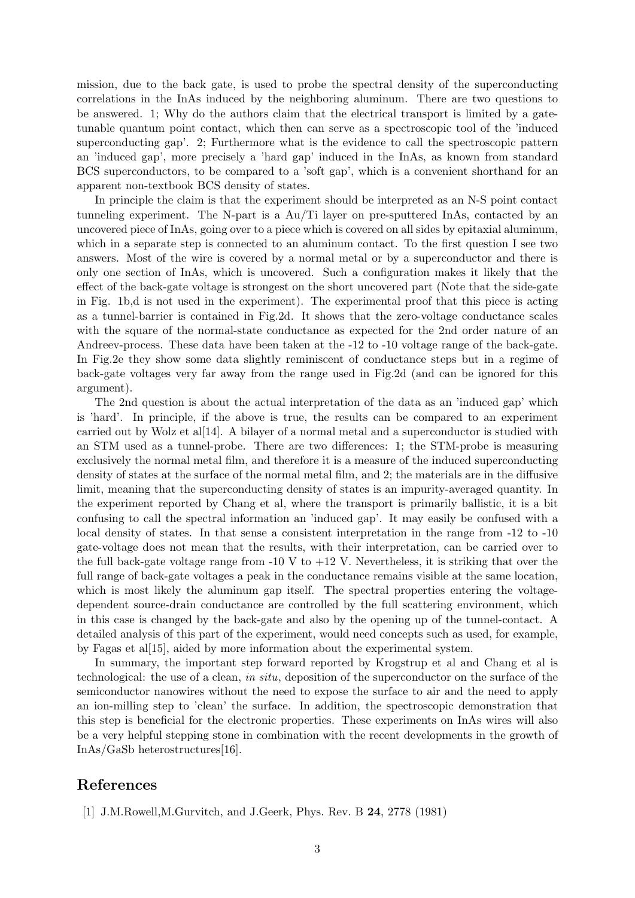mission, due to the back gate, is used to probe the spectral density of the superconducting correlations in the InAs induced by the neighboring aluminum. There are two questions to be answered. 1; Why do the authors claim that the electrical transport is limited by a gate-tunable quantum point contact, which then can serve as a spectroscopic tool of the 'induced superconducting gap'. 2; Furthermore what is the evidence to call the spectroscopic pattern an 'induced gap', more precisely a 'hard gap' induced in the InAs, as known from standard BCS superconductors, to be compared to a 'soft gap', which is a convenient shorthand for an apparent non-textbook BCS density of states.

In principle the claim is that the experiment should be interpreted as an N-S point contact tunneling experiment. The N-part is a Au/Ti layer on pre-sputtered InAs, contacted by an uncovered piece of InAs, going over to a piece which is covered on all sides by epitaxial aluminum, which in a separate step is connected to an aluminum contact. To the first question I see two answers. Most of the wire is covered by a normal metal or by a superconductor and there is only one section of InAs, which is uncovered. Such a configuration makes it likely that the effect of the back-gate voltage is strongest on the short uncovered part (Note that the side-gate in Fig. 1b,d is not used in the experiment). The experimental proof that this piece is acting as a tunnel-barrier is contained in Fig.2d. It shows that the zero-voltage conductance scales with the square of the normal-state conductance as expected for the 2nd order nature of an Andreev-process. These data have been taken at the -12 to -10 voltage range of the back-gate. In Fig.2e they show some data slightly reminiscent of conductance steps but in a regime of back-gate voltages very far away from the range used in Fig.2d (and can be ignored for this argument).

The 2nd question is about the actual interpretation of the data as an 'induced gap' which is 'hard'. In principle, if the above is true, the results can be compared to an experiment carried out by Wolz et al[14]. A bilayer of a normal metal and a superconductor is studied with an STM used as a tunnel-probe. There are two differences: 1; the STM-probe is measuring exclusively the normal metal film, and therefore it is a measure of the induced superconducting density of states at the surface of the normal metal film, and 2; the materials are in the diffusive limit, meaning that the superconducting density of states is an impurity-averaged quantity. In the experiment reported by Chang et al, where the transport is primarily ballistic, it is a bit confusing to call the spectral information an 'induced gap'. It may easily be confused with a local density of states. In that sense a consistent interpretation in the range from -12 to -10 gate-voltage does not mean that the results, with their interpretation, can be carried over to the full back-gate voltage range from -10 V to +12 V. Nevertheless, it is striking that over the full range of back-gate voltages a peak in the conductance remains visible at the same location, which is most likely the aluminum gap itself. The spectral properties entering the voltage-dependent source-drain conductance are controlled by the full scattering environment, which in this case is changed by the back-gate and also by the opening up of the tunnel-contact. A detailed analysis of this part of the experiment, would need concepts such as used, for example, by Fagas et al[15], aided by more information about the experimental system.

In summary, the important step forward reported by Krogstrup et al and Chang et al is technological: the use of a clean, *in situ*, deposition of the superconductor on the surface of the semiconductor nanowires without the need to expose the surface to air and the need to apply an ion-milling step to 'clean' the surface. In addition, the spectroscopic demonstration that this step is beneficial for the electronic properties. These experiments on InAs wires will also be a very helpful stepping stone in combination with the recent developments in the growth of InAs/GaSb heterostructures[16].

## References

[1] J.M.Rowell,M.Gurvitch, and J.Geerk, Phys. Rev. B **24**, 2778 (1981)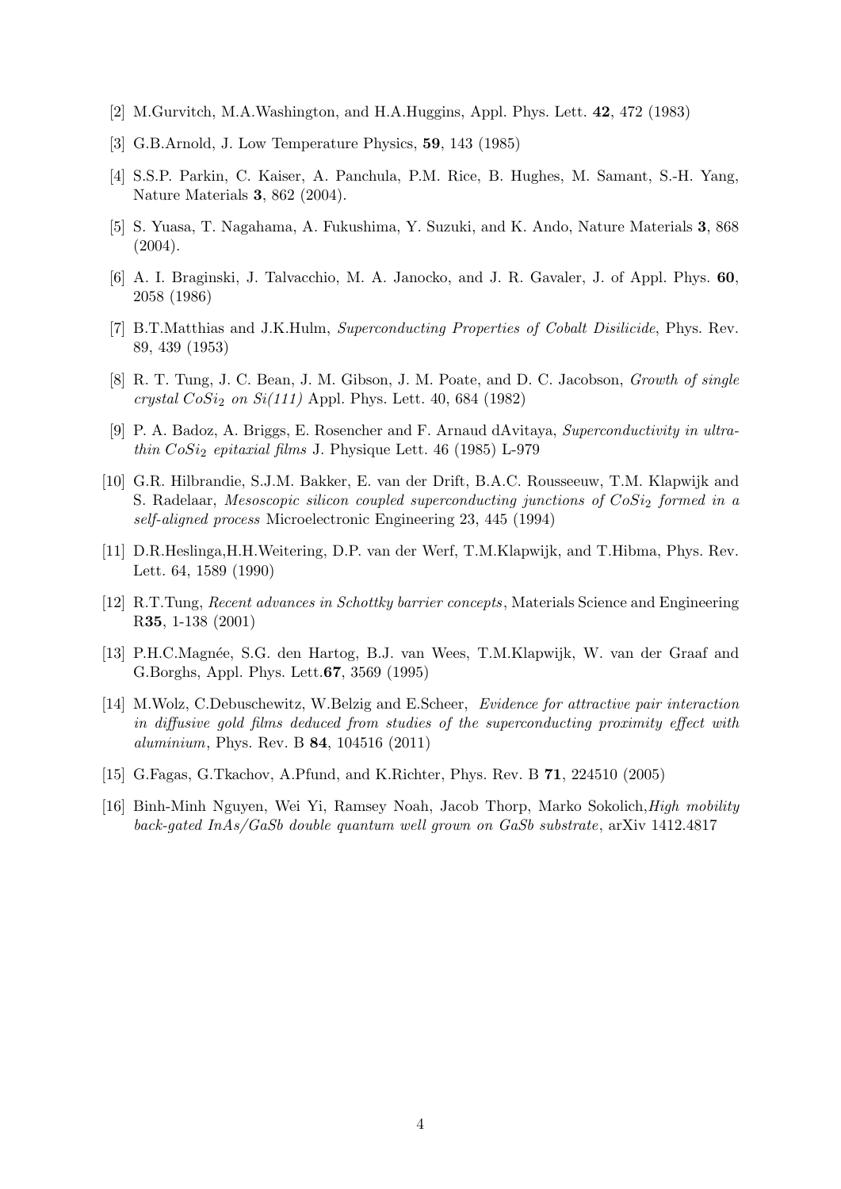[2] M.Gurvitch, M.A.Washington, and H.A.Huggins, Appl. Phys. Lett. **42**, 472 (1983)

[3] G.B.Arnold, J. Low Temperature Physics, **59**, 143 (1985)

[4] S.S.P. Parkin, C. Kaiser, A. Panchula, P.M. Rice, B. Hughes, M. Samant, S.-H. Yang, Nature Materials **3**, 862 (2004).

[5] S. Yuasa, T. Nagahama, A. Fukushima, Y. Suzuki, and K. Ando, Nature Materials **3**, 868 (2004).

[6] A. I. Braginski, J. Talvacchio, M. A. Janocko, and J. R. Gavaler, J. of Appl. Phys. **60**, 2058 (1986)

[7] B.T.Matthias and J.K.Hulm, *Superconducting Properties of Cobalt Disilicide*, Phys. Rev. 89, 439 (1953)

[8] R. T. Tung, J. C. Bean, J. M. Gibson, J. M. Poate, and D. C. Jacobson, *Growth of single crystal $CoSi_2$ on Si(111)* Appl. Phys. Lett. 40, 684 (1982)

[9] P. A. Badoz, A. Briggs, E. Rosencher and F. Arnaud dAvitaya, *Superconductivity in ultra-thin $CoSi_2$ epitaxial films* J. Physique Lett. 46 (1985) L-979

[10] G.R. Hilbrandie, S.J.M. Bakker, E. van der Drift, B.A.C. Rousseeuw, T.M. Klapwijk and S. Radelaar, *Mesoscopic silicon coupled superconducting junctions of $CoSi_2$ formed in a self-aligned process* Microelectronic Engineering 23, 445 (1994)

[11] D.R.Heslinga,H.H.Weitering, D.P. van der Werf, T.M.Klapwijk, and T.Hibma, Phys. Rev. Lett. 64, 1589 (1990)

[12] R.T.Tung, *Recent advances in Schottky barrier concepts*, Materials Science and Engineering R**35**, 1-138 (2001)

[13] P.H.C.Magnée, S.G. den Hartog, B.J. van Wees, T.M.Klapwijk, W. van der Graaf and G.Borghs, Appl. Phys. Lett.**67**, 3569 (1995)

[14] M.Wolz, C.Debuschewitz, W.Belzig and E.Scheer, *Evidence for attractive pair interaction in diffusive gold films deduced from studies of the superconducting proximity effect with aluminium*, Phys. Rev. B **84**, 104516 (2011)

[15] G.Fagas, G.Tkachov, A.Pfund, and K.Richter, Phys. Rev. B **71**, 224510 (2005)

[16] Binh-Minh Nguyen, Wei Yi, Ramsey Noah, Jacob Thorp, Marko Sokolich,*High mobility back-gated InAs/GaSb double quantum well grown on GaSb substrate*, arXiv 1412.4817